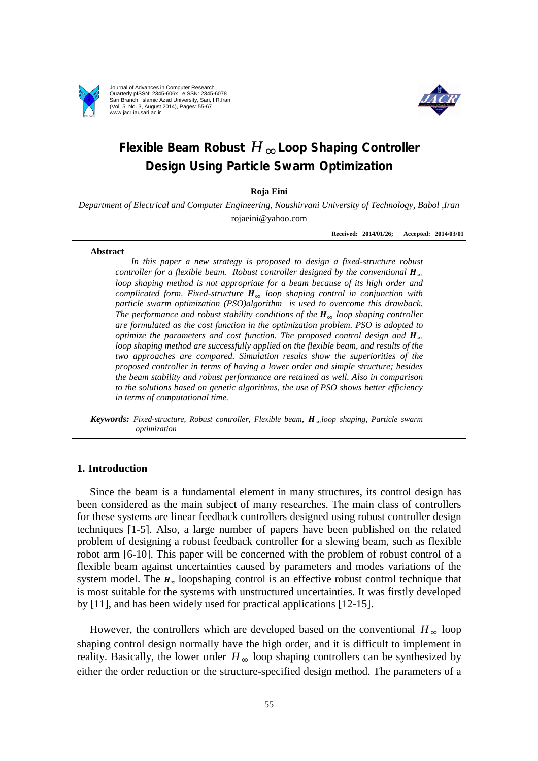# Flexible Beam Robust $H_\infty$ Loop Shaping Controller Design Using Particle Swarm Optimization

**Roja Eini**

*Department of Electrical and Computer Engineering, Noushirvani University of Technology, Babol ,Iran*
rojaeini@yahoo.com

**Received: 2014/01/26; Accepted: 2014/03/01**

---

**Abstract**

*In this paper a new strategy is proposed to design a fixed-structure robust controller for a flexible beam. Robust controller designed by the conventional $H_\infty$ loop shaping method is not appropriate for a beam because of its high order and complicated form. Fixed-structure $H_\infty$ loop shaping control in conjunction with particle swarm optimization (PSO)algorithm is used to overcome this drawback. The performance and robust stability conditions of the $H_\infty$ loop shaping controller are formulated as the cost function in the optimization problem. PSO is adopted to optimize the parameters and cost function. The proposed control design and $H_\infty$ loop shaping method are successfully applied on the flexible beam, and results of the two approaches are compared. Simulation results show the superiorities of the proposed controller in terms of having a lower order and simple structure; besides the beam stability and robust performance are retained as well. Also in comparison to the solutions based on genetic algorithms, the use of PSO shows better efficiency in terms of computational time.*

***Keywords:*** *Fixed-structure, Robust controller, Flexible beam, $H_\infty$loop shaping, Particle swarm optimization*

---

## 1. Introduction

Since the beam is a fundamental element in many structures, its control design has been considered as the main subject of many researches. The main class of controllers for these systems are linear feedback controllers designed using robust controller design techniques [1-5]. Also, a large number of papers have been published on the related problem of designing a robust feedback controller for a slewing beam, such as flexible robot arm [6-10]. This paper will be concerned with the problem of robust control of a flexible beam against uncertainties caused by parameters and modes variations of the system model. The $H_\infty$ loopshaping control is an effective robust control technique that is most suitable for the systems with unstructured uncertainties. It was firstly developed by [11], and has been widely used for practical applications [12-15].

However, the controllers which are developed based on the conventional $H_\infty$ loop shaping control design normally have the high order, and it is difficult to implement in reality. Basically, the lower order $H_\infty$ loop shaping controllers can be synthesized by either the order reduction or the structure-specified design method. The parameters of a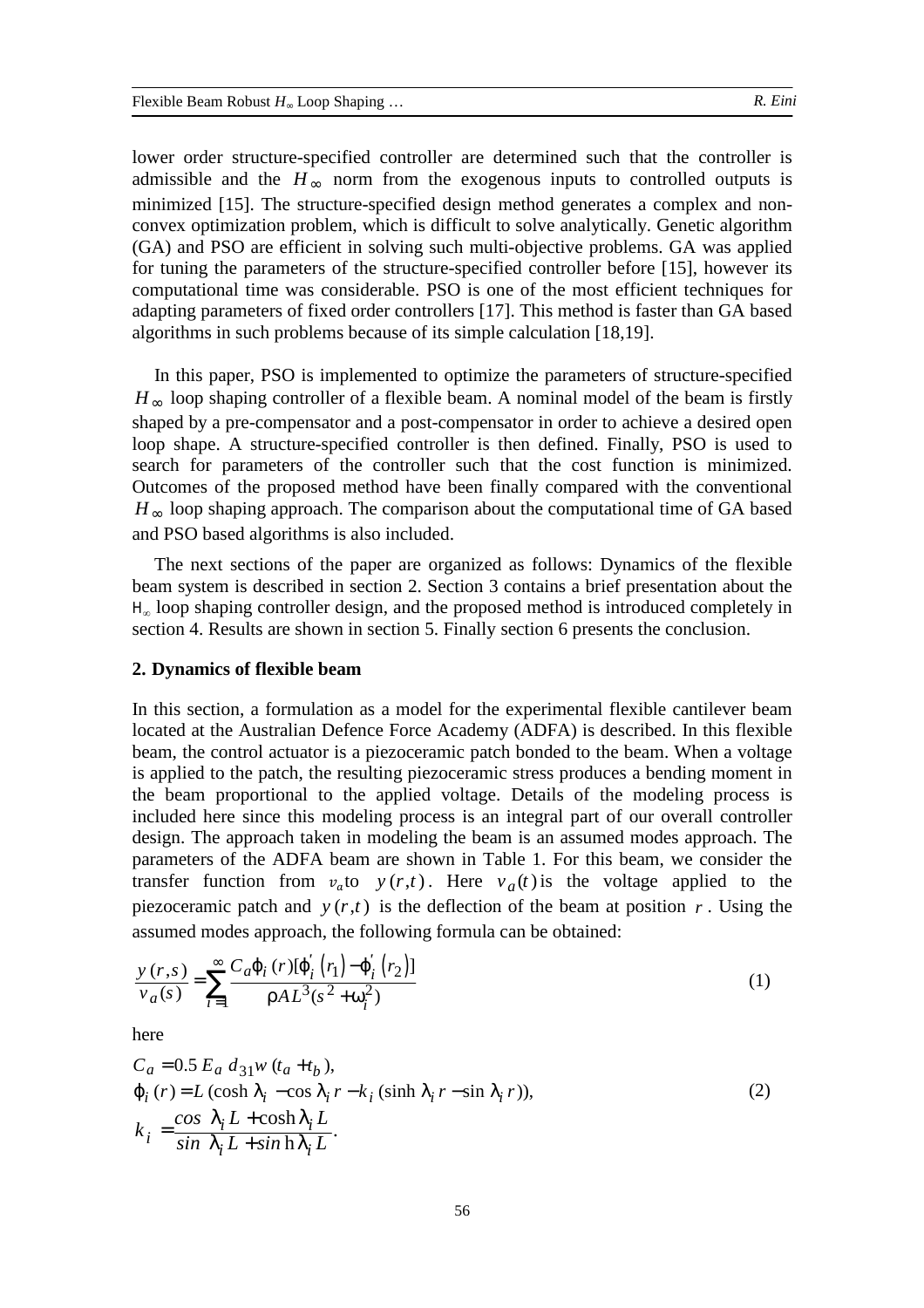lower order structure-specified controller are determined such that the controller is admissible and the $H_\infty$ norm from the exogenous inputs to controlled outputs is minimized [15]. The structure-specified design method generates a complex and non-convex optimization problem, which is difficult to solve analytically. Genetic algorithm (GA) and PSO are efficient in solving such multi-objective problems. GA was applied for tuning the parameters of the structure-specified controller before [15], however its computational time was considerable. PSO is one of the most efficient techniques for adapting parameters of fixed order controllers [17]. This method is faster than GA based algorithms in such problems because of its simple calculation [18,19].

In this paper, PSO is implemented to optimize the parameters of structure-specified $H_\infty$ loop shaping controller of a flexible beam. A nominal model of the beam is firstly shaped by a pre-compensator and a post-compensator in order to achieve a desired open loop shape. A structure-specified controller is then defined. Finally, PSO is used to search for parameters of the controller such that the cost function is minimized. Outcomes of the proposed method have been finally compared with the conventional $H_\infty$ loop shaping approach. The comparison about the computational time of GA based and PSO based algorithms is also included.

The next sections of the paper are organized as follows: Dynamics of the flexible beam system is described in section 2. Section 3 contains a brief presentation about the $H_\infty$ loop shaping controller design, and the proposed method is introduced completely in section 4. Results are shown in section 5. Finally section 6 presents the conclusion.

## 2. Dynamics of flexible beam

In this section, a formulation as a model for the experimental flexible cantilever beam located at the Australian Defence Force Academy (ADFA) is described. In this flexible beam, the control actuator is a piezoceramic patch bonded to the beam. When a voltage is applied to the patch, the resulting piezoceramic stress produces a bending moment in the beam proportional to the applied voltage. Details of the modeling process is included here since this modeling process is an integral part of our overall controller design. The approach taken in modeling the beam is an assumed modes approach. The parameters of the ADFA beam are shown in Table 1. For this beam, we consider the transfer function from $v_a$ to $y(r,t)$. Here $v_a(t)$ is the voltage applied to the piezoceramic patch and $y(r,t)$ is the deflection of the beam at position $r$. Using the assumed modes approach, the following formula can be obtained:

$$\frac{y(r,s)}{v_a(s)} = \sum_{i=1}^{\infty} \frac{C_a \varphi_i(r)[\varphi_i'(r_1) - \varphi_i'(r_2)]}{\rho A L^3 (s^2 + \omega_i^2)} \tag{1}$$

here

$$\begin{aligned}
&C_a = 0.5\, E_a\, d_{31} w\,(t_a + t_b), \\
&\varphi_i(r) = L\,(\cosh \lambda_i - \cos \lambda_i r - k_i\,(\sinh \lambda_i r - \sin \lambda_i r)), \\
&k_i = \frac{\cos \lambda_i L + \cosh \lambda_i L}{\sin \lambda_i L + \sinh \lambda_i L}.
\end{aligned} \tag{2}$$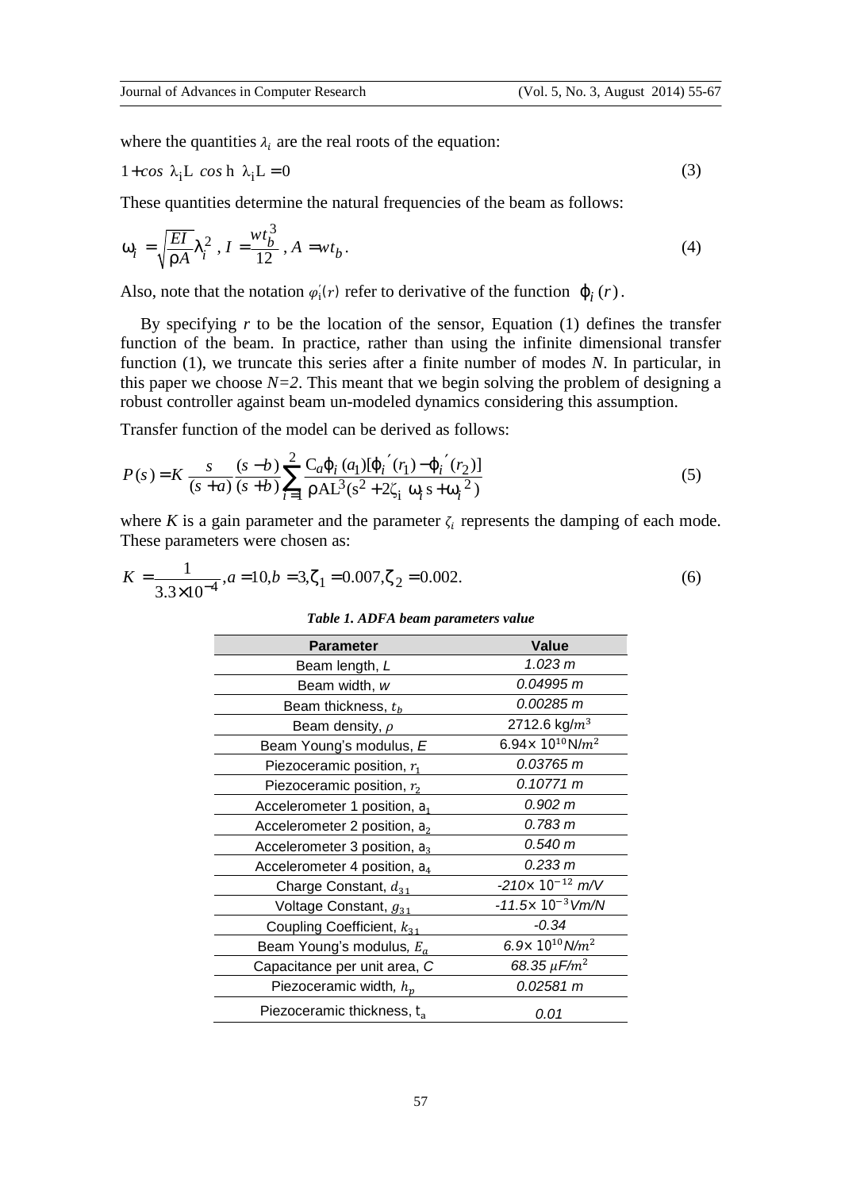where the quantities $\lambda_i$ are the real roots of the equation:

$$1 + \cos \lambda_i L \cosh \lambda_i L = 0 \tag{3}$$

These quantities determine the natural frequencies of the beam as follows:

$$\omega_i = \sqrt{\frac{EI}{\rho A}} \lambda_i^2 , \; I = \frac{w t_b^3}{12} , \; A = w t_b . \tag{4}$$

Also, note that the notation $\varphi_i'(r)$ refer to derivative of the function $\varphi_i(r)$.

By specifying $r$ to be the location of the sensor, Equation (1) defines the transfer function of the beam. In practice, rather than using the infinite dimensional transfer function (1), we truncate this series after a finite number of modes $N$. In particular, in this paper we choose $N=2$. This meant that we begin solving the problem of designing a robust controller against beam un-modeled dynamics considering this assumption.

Transfer function of the model can be derived as follows:

$$P(s) = K \frac{s}{(s+a)} \frac{(s-b)}{(s+b)} \sum_{i=1}^{2} \frac{C_a \varphi_i(a_1)[\varphi_i'(r_1) - \varphi_i'(r_2)]}{\rho A L^3 (s^2 + 2\zeta_i \omega_i s + \omega_i^2)} \tag{5}$$

where $K$ is a gain parameter and the parameter $\zeta_i$ represents the damping of each mode. These parameters were chosen as:

$$K = \frac{1}{3.3 \times 10^{-4}}, a = 10, b = 3, \zeta_1 = 0.007, \zeta_2 = 0.002. \tag{6}$$

***Table 1. ADFA beam parameters value***

| Parameter | Value |
|---|---|
| Beam length, $L$ | $1.023$ m |
| Beam width, $w$ | $0.04995$ m |
| Beam thickness, $t_b$ | $0.00285$ m |
| Beam density, $\rho$ | $2712.6$ kg/$m^3$ |
| Beam Young's modulus, $E$ | $6.94 \times 10^{10}$ N/$m^2$ |
| Piezoceramic position, $r_1$ | $0.03765$ m |
| Piezoceramic position, $r_2$ | $0.10771$ m |
| Accelerometer 1 position, $a_1$ | $0.902$ m |
| Accelerometer 2 position, $a_2$ | $0.783$ m |
| Accelerometer 3 position, $a_3$ | $0.540$ m |
| Accelerometer 4 position, $a_4$ | $0.233$ m |
| Charge Constant, $d_{31}$ | $-210 \times 10^{-12}$ m/V |
| Voltage Constant, $g_{31}$ | $-11.5 \times 10^{-3}$ Vm/N |
| Coupling Coefficient, $k_{31}$ | $-0.34$ |
| Beam Young's modulus, $E_a$ | $6.9 \times 10^{10}$ N/$m^2$ |
| Capacitance per unit area, $C$ | $68.35$ $\mu F/m^2$ |
| Piezoceramic width, $h_p$ | $0.02581$ m |
| Piezoceramic thickness, $t_a$ | $0.01$ |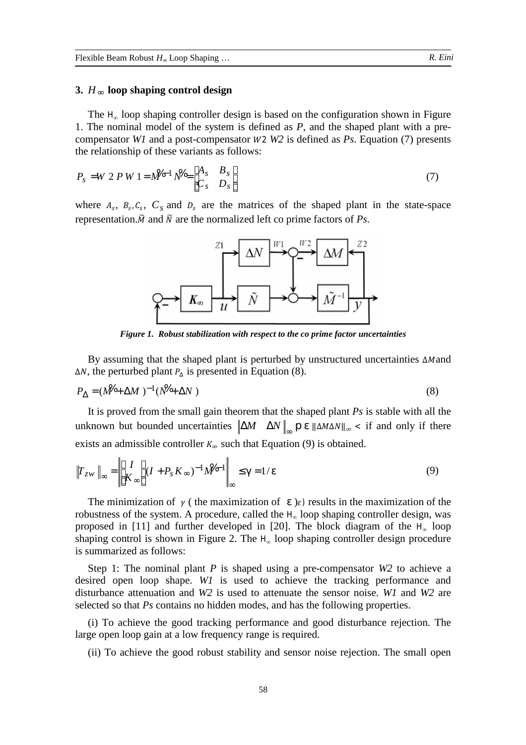## 3. $H_\infty$ loop shaping control design

The $H_\infty$ loop shaping controller design is based on the configuration shown in Figure 1. The nominal model of the system is defined as *P*, and the shaped plant with a pre-compensator *W1* and a post-compensator *W2* is defined as *Ps*. Equation (7) presents the relationship of these variants as follows:

$$P_S = W2\,P\,W1 = \tilde{M}^{-1}\tilde{N} = \begin{bmatrix} A_S & B_S \\ C_S & D_S \end{bmatrix} \tag{7}$$

where $A_s$, $B_s$, $C_s$, $C_S$ and $D_s$ are the matrices of the shaped plant in the state-space representation. $\tilde{M}$ and $\tilde{N}$ are the normalized left co prime factors of *Ps*.

*Figure 1. Robust stabilization with respect to the co prime factor uncertainties*

By assuming that the shaped plant is perturbed by unstructured uncertainties $\Delta M$ and $\Delta N$, the perturbed plant $P_\Delta$ is presented in Equation (8).

$$P_\Delta = (\tilde{M} + \Delta M)^{-1}(\tilde{N} + \Delta N) \tag{8}$$

It is proved from the small gain theorem that the shaped plant *Ps* is stable with all the unknown but bounded uncertainties $\left\| \Delta M \quad \Delta N \right\|_\infty < \varepsilon$ if and only if there exists an admissible controller $K_\infty$ such that Equation (9) is obtained.

$$\left\| T_{zw} \right\|_\infty = \left\| \begin{bmatrix} I \\ K_\infty \end{bmatrix} (I + P_S K_\infty)^{-1} \tilde{M}^{-1} \right\|_\infty \leq \gamma = 1/\varepsilon \tag{9}$$

The minimization of $\gamma$ (the maximization of $\varepsilon$) results in the maximization of the robustness of the system. A procedure, called the $H_\infty$ loop shaping controller design, was proposed in [11] and further developed in [20]. The block diagram of the $H_\infty$ loop shaping control is shown in Figure 2. The $H_\infty$ loop shaping controller design procedure is summarized as follows:

Step 1: The nominal plant *P* is shaped using a pre-compensator *W2* to achieve a desired open loop shape. *W1* is used to achieve the tracking performance and disturbance attenuation and *W2* is used to attenuate the sensor noise. *W1* and *W2* are selected so that *Ps* contains no hidden modes, and has the following properties.

(i) To achieve the good tracking performance and good disturbance rejection. The large open loop gain at a low frequency range is required.

(ii) To achieve the good robust stability and sensor noise rejection. The small open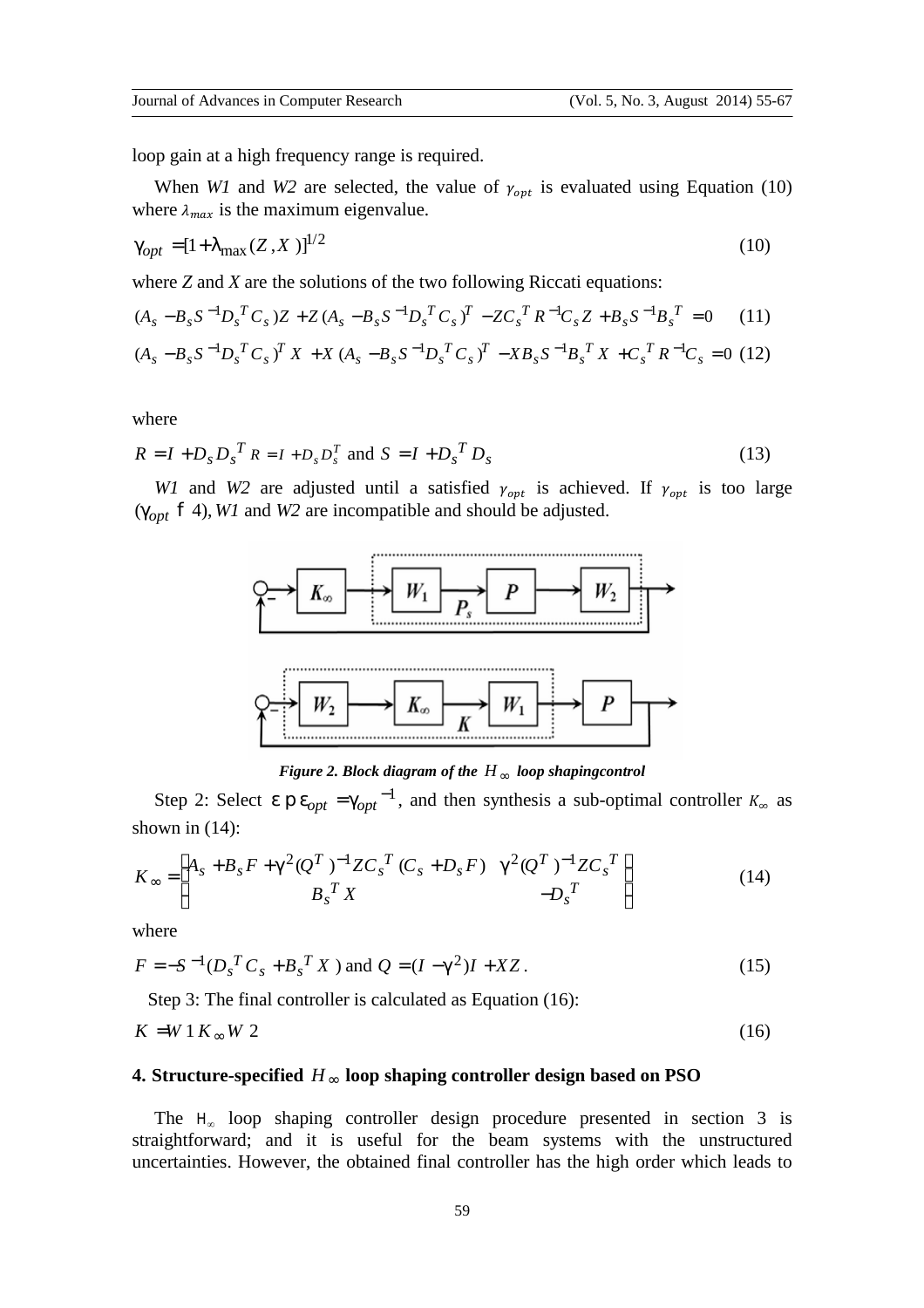loop gain at a high frequency range is required.

When *W1* and *W2* are selected, the value of $\gamma_{opt}$ is evaluated using Equation (10) where $\lambda_{max}$ is the maximum eigenvalue.

$$\gamma_{opt} = [1 + \lambda_{\max}(Z, X)]^{1/2} \tag{10}$$

where *Z* and *X* are the solutions of the two following Riccati equations:

$$(A_s - B_s S^{-1} D_s^T C_s) Z + Z (A_s - B_s S^{-1} D_s^T C_s)^T - Z C_s^T R^{-1} C_s Z + B_s S^{-1} B_s^T = 0 \tag{11}$$

$$(A_s - B_s S^{-1} D_s^T C_s)^T X + X (A_s - B_s S^{-1} D_s^T C_s)^T - X B_s S^{-1} B_s^T X + C_s^T R^{-1} C_s = 0 \tag{12}$$

where

$$R = I + D_S D_S^T \; R = I + D_s D_s^T \text{ and } S = I + D_S^T D_S \tag{13}$$

*W1* and *W2* are adjusted until a satisfied $\gamma_{opt}$ is achieved. If $\gamma_{opt}$ is too large ($\gamma_{opt} \succ 4$), *W1* and *W2* are incompatible and should be adjusted.

***Figure 2. Block diagram of the $H_\infty$ loop shapingcontrol***

Step 2: Select $\varepsilon \prec \varepsilon_{opt} = \gamma_{opt}^{-1}$, and then synthesis a sub-optimal controller $K_\infty$ as shown in (14):

$$K_\infty = \left[\begin{array}{c|c} A_s + B_s F + \gamma^2 (Q^T)^{-1} Z C_s^T (C_s + D_s F) & \gamma^2 (Q^T)^{-1} Z C_s^T \\ \hline B_s^T X & -D_s^T \end{array}\right] \tag{14}$$

where

$$F = -S^{-1}(D_s^T C_s + B_s^T X) \text{ and } Q = (I - \gamma^2) I + XZ. \tag{15}$$

Step 3: The final controller is calculated as Equation (16):

$$K = W1 \, K_\infty \, W2 \tag{16}$$

## 4. Structure-specified $H_\infty$ loop shaping controller design based on PSO

The $H_\infty$ loop shaping controller design procedure presented in section 3 is straightforward; and it is useful for the beam systems with the unstructured uncertainties. However, the obtained final controller has the high order which leads to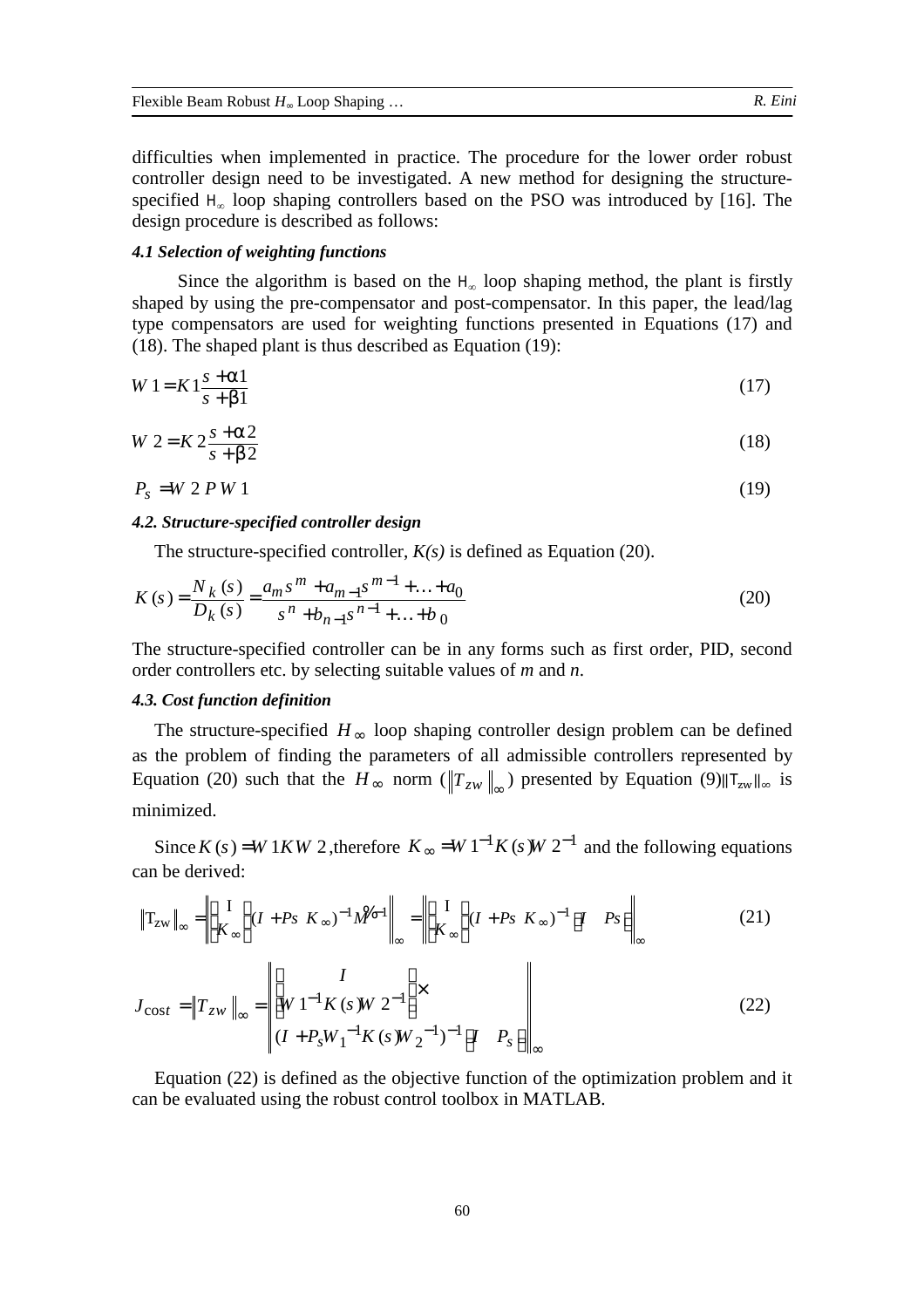difficulties when implemented in practice. The procedure for the lower order robust controller design need to be investigated. A new method for designing the structure-specified $H_\infty$ loop shaping controllers based on the PSO was introduced by [16]. The design procedure is described as follows:

#### *4.1 Selection of weighting functions*

Since the algorithm is based on the $H_\infty$ loop shaping method, the plant is firstly shaped by using the pre-compensator and post-compensator. In this paper, the lead/lag type compensators are used for weighting functions presented in Equations (17) and (18). The shaped plant is thus described as Equation (19):

$$W1 = K1\frac{s+\alpha 1}{s+\beta 1} \tag{17}$$

$$W2 = K2\frac{s+\alpha 2}{s+\beta 2} \tag{18}$$

$$P_s = W2\,P\,W1 \tag{19}$$

#### *4.2. Structure-specified controller design*

The structure-specified controller, *K(s)* is defined as Equation (20).

$$K(s) = \frac{N_k(s)}{D_k(s)} = \frac{a_m s^m + a_{m-1}s^{m-1} + \ldots + a_0}{s^n + b_{n-1}s^{n-1} + \ldots + b_0} \tag{20}$$

The structure-specified controller can be in any forms such as first order, PID, second order controllers etc. by selecting suitable values of *m* and *n*.

#### *4.3. Cost function definition*

The structure-specified $H_\infty$ loop shaping controller design problem can be defined as the problem of finding the parameters of all admissible controllers represented by Equation (20) such that the $H_\infty$ norm ($\|T_{zw}\|_\infty$) presented by Equation (9)$\|T_{zw}\|_\infty$ is minimized.

Since $K(s) = W1KW2$, therefore $K_\infty = W1^{-1}K(s)W2^{-1}$ and the following equations can be derived:

$$\|T_{zw}\|_\infty = \left\| \begin{bmatrix} I \\ K_\infty \end{bmatrix} (I + Ps\;K_\infty)^{-1}\tilde{M}^{-1} \right\|_\infty = \left\| \begin{bmatrix} I \\ K_\infty \end{bmatrix} (I + Ps\;K_\infty)^{-1} \begin{bmatrix} I & Ps \end{bmatrix} \right\|_\infty \tag{21}$$

$$J_{\cos t} = \|T_{zw}\|_\infty = \left\| \begin{bmatrix} I \\ W1^{-1}K(s)W2^{-1} \end{bmatrix} \times (I + P_s W_1^{-1}K(s)W_2^{-1})^{-1} \begin{bmatrix} I & P_s \end{bmatrix} \right\|_\infty \tag{22}$$

Equation (22) is defined as the objective function of the optimization problem and it can be evaluated using the robust control toolbox in MATLAB.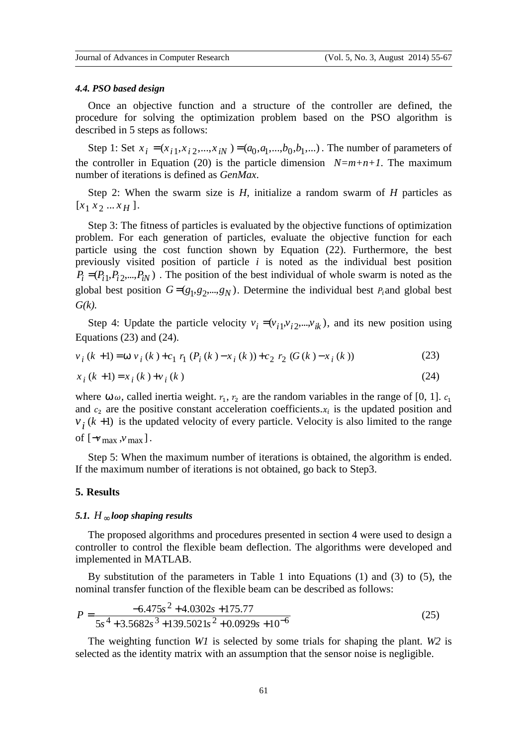#### *4.4. PSO based design*

Once an objective function and a structure of the controller are defined, the procedure for solving the optimization problem based on the PSO algorithm is described in 5 steps as follows:

Step 1: Set $x_i = (x_{i1}, x_{i2},..., x_{iN}) = (a_0, a_1,..., b_0, b_1,...)$. The number of parameters of the controller in Equation (20) is the particle dimension *N=m+n+1*. The maximum number of iterations is defined as *GenMax*.

Step 2: When the swarm size is *H*, initialize a random swarm of *H* particles as $[x_1\ x_2\ ...\ x_H]$.

Step 3: The fitness of particles is evaluated by the objective functions of optimization problem. For each generation of particles, evaluate the objective function for each particle using the cost function shown by Equation (22). Furthermore, the best previously visited position of particle *i* is noted as the individual best position $P_i = (P_{i1}, P_{i2},..., P_{iN})$. The position of the best individual of whole swarm is noted as the global best position $G = (g_1, g_2,..., g_N)$. Determine the individual best $P_i$ and global best *G(k).*

Step 4: Update the particle velocity $v_i = (v_{i1}, v_{i2},..., v_{ik})$, and its new position using Equations (23) and (24).

$$v_i(k+1) = \omega\, v_i(k) + c_1\, r_1\, (P_i(k) - x_i(k)) + c_2\, r_2\, (G(k) - x_i(k)) \tag{23}$$

$$x_i(k+1) = x_i(k) + v_i(k) \tag{24}$$

where $\omega$, called inertia weight. $r_1$, $r_2$ are the random variables in the range of [0, 1]. $c_1$ and $c_2$ are the positive constant acceleration coefficients. $x_i$ is the updated position and $v_i(k+1)$ is the updated velocity of every particle. Velocity is also limited to the range of $[-v_{\max}, v_{\max}]$.

Step 5: When the maximum number of iterations is obtained, the algorithm is ended. If the maximum number of iterations is not obtained, go back to Step3.

### 5. Results

#### *5.1. $H_\infty$ loop shaping results*

The proposed algorithms and procedures presented in section 4 were used to design a controller to control the flexible beam deflection. The algorithms were developed and implemented in MATLAB.

By substitution of the parameters in Table 1 into Equations (1) and (3) to (5), the nominal transfer function of the flexible beam can be described as follows:

$$P = \frac{-6.475s^2 + 4.0302s + 175.77}{5s^4 + 3.5682s^3 + 139.5021s^2 + 0.0929s + 10^{-6}} \tag{25}$$

The weighting function *W1* is selected by some trials for shaping the plant. *W2* is selected as the identity matrix with an assumption that the sensor noise is negligible.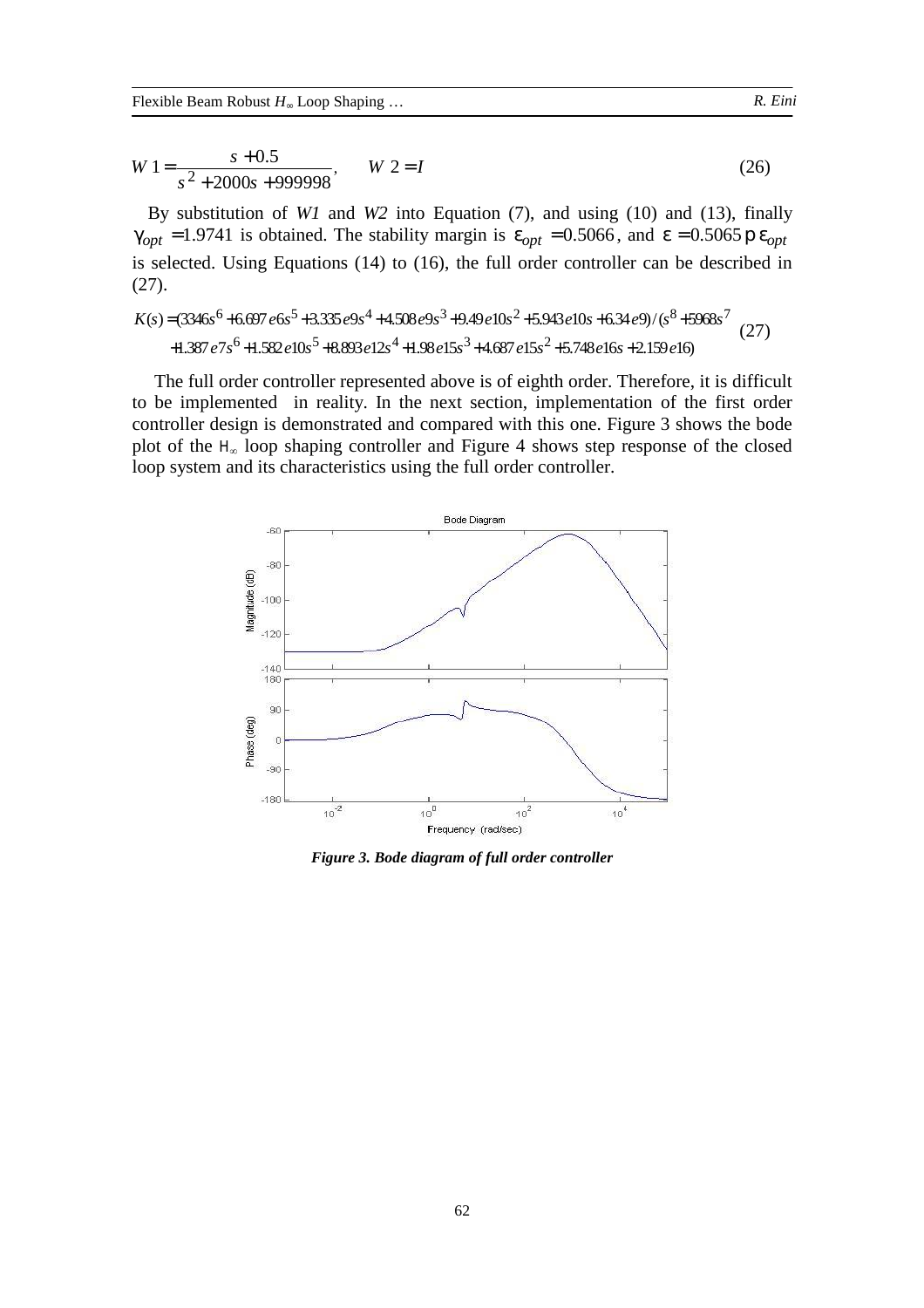$$W1 = \frac{s + 0.5}{s^2 + 2000s + 999998}, \qquad W2 = I \tag{26}$$

By substitution of *W1* and *W2* into Equation (7), and using (10) and (13), finally $\gamma_{opt} = 1.9741$ is obtained. The stability margin is $\varepsilon_{opt} = 0.5066$, and $\varepsilon = 0.5065 \leq \varepsilon_{opt}$ is selected. Using Equations (14) to (16), the full order controller can be described in (27).

$$K(s) = (3346s^6 + 6.697e6s^5 + 3.335e9s^4 + 4.508e9s^3 + 9.49e10s^2 + 5.943e10s + 6.34e9)/(s^8 + 5968s^7 + 1.387e7s^6 + 1.582e10s^5 + 8.893e12s^4 + 1.98e15s^3 + 4.687e15s^2 + 5.748e16s + 2.159e16) \tag{27}$$

The full order controller represented above is of eighth order. Therefore, it is difficult to be implemented in reality. In the next section, implementation of the first order controller design is demonstrated and compared with this one. Figure 3 shows the bode plot of the $H_\infty$ loop shaping controller and Figure 4 shows step response of the closed loop system and its characteristics using the full order controller.

*Figure 3. Bode diagram of full order controller*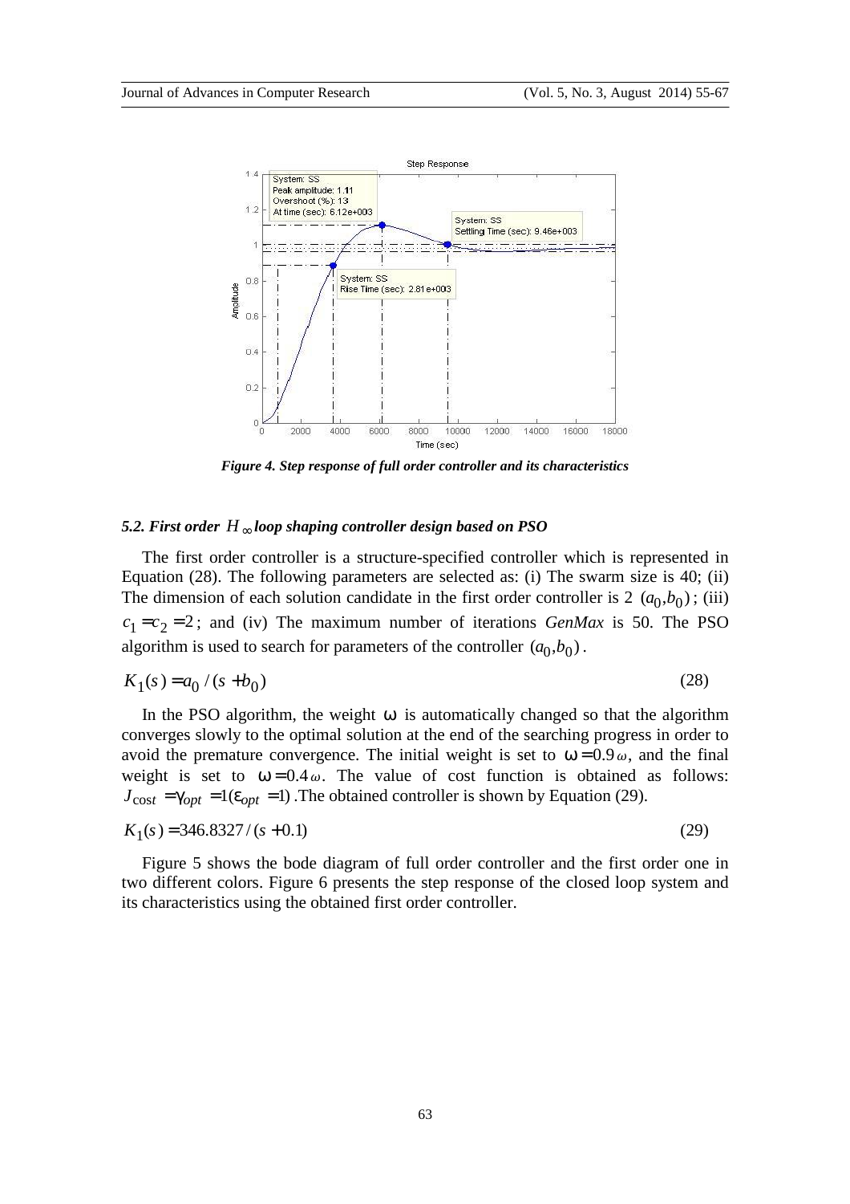*Figure 4. Step response of full order controller and its characteristics*

### 5.2. First order $H_\infty$ loop shaping controller design based on PSO

The first order controller is a structure-specified controller which is represented in Equation (28). The following parameters are selected as: (i) The swarm size is 40; (ii) The dimension of each solution candidate in the first order controller is 2 $(a_0, b_0)$; (iii) $c_1 = c_2 = 2$; and (iv) The maximum number of iterations *GenMax* is 50. The PSO algorithm is used to search for parameters of the controller $(a_0, b_0)$.

$$K_1(s) = a_0 / (s + b_0) \tag{28}$$

In the PSO algorithm, the weight $\omega$ is automatically changed so that the algorithm converges slowly to the optimal solution at the end of the searching progress in order to avoid the premature convergence. The initial weight is set to $\omega = 0.9\,\omega$, and the final weight is set to $\omega = 0.4\,\omega$. The value of cost function is obtained as follows: $J_{\cos t} = \gamma_{opt} = 1(\varepsilon_{opt} = 1)$. The obtained controller is shown by Equation (29).

$$K_1(s) = 346.8327 / (s + 0.1) \tag{29}$$

Figure 5 shows the bode diagram of full order controller and the first order one in two different colors. Figure 6 presents the step response of the closed loop system and its characteristics using the obtained first order controller.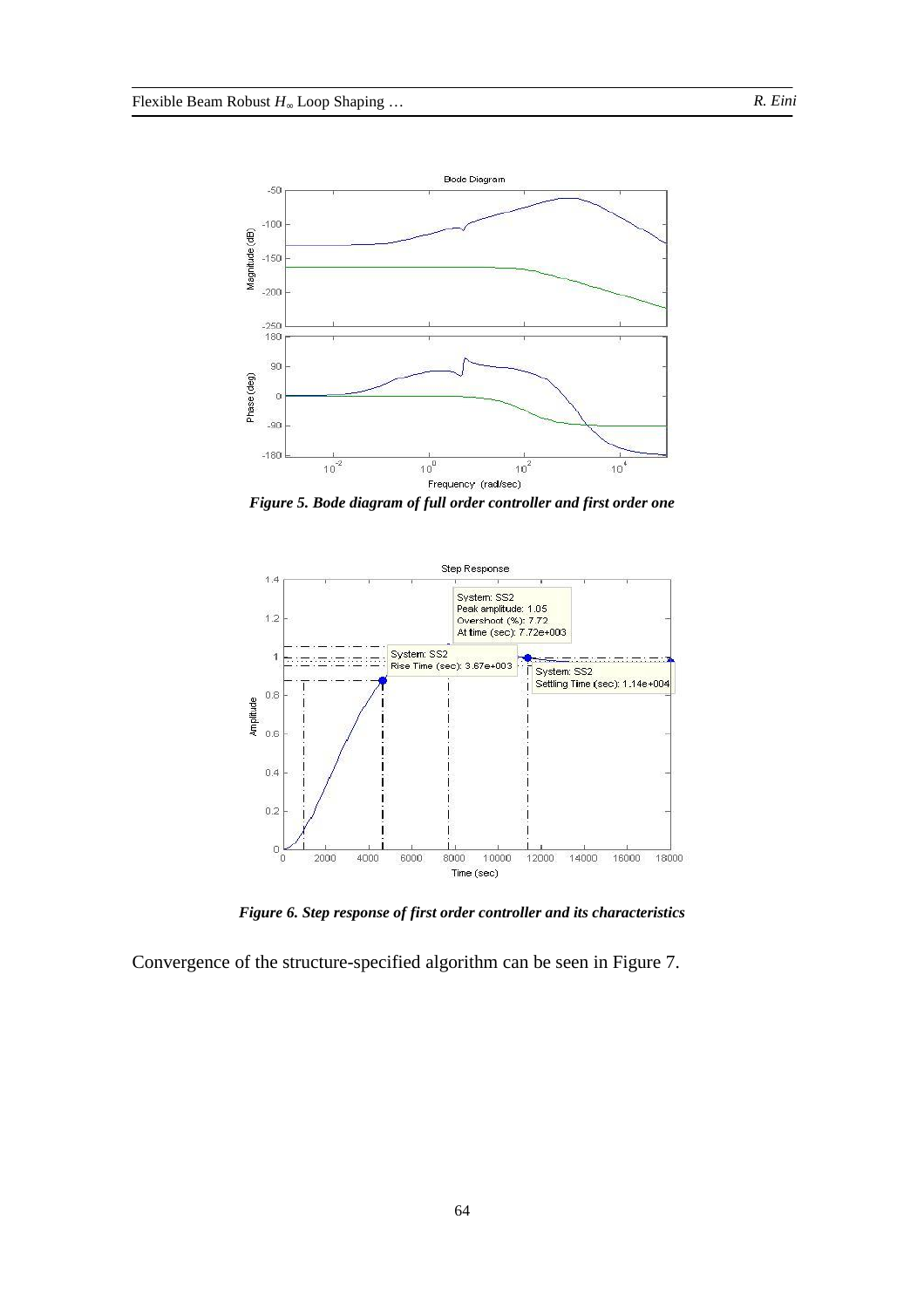*Figure 5. Bode diagram of full order controller and first order one*

*Figure 6. Step response of first order controller and its characteristics*

Convergence of the structure-specified algorithm can be seen in Figure 7.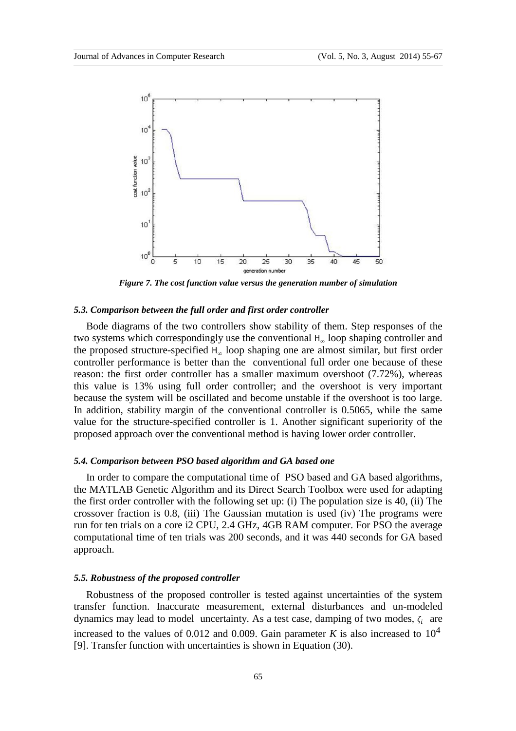*Figure 7. The cost function value versus the generation number of simulation*

#### *5.3. Comparison between the full order and first order controller*

Bode diagrams of the two controllers show stability of them. Step responses of the two systems which correspondingly use the conventional $H_\infty$ loop shaping controller and the proposed structure-specified $H_\infty$ loop shaping one are almost similar, but first order controller performance is better than the conventional full order one because of these reason: the first order controller has a smaller maximum overshoot (7.72%), whereas this value is 13% using full order controller; and the overshoot is very important because the system will be oscillated and become unstable if the overshoot is too large. In addition, stability margin of the conventional controller is 0.5065, while the same value for the structure-specified controller is 1. Another significant superiority of the proposed approach over the conventional method is having lower order controller.

#### *5.4. Comparison between PSO based algorithm and GA based one*

In order to compare the computational time of PSO based and GA based algorithms, the MATLAB Genetic Algorithm and its Direct Search Toolbox were used for adapting the first order controller with the following set up: (i) The population size is 40, (ii) The crossover fraction is 0.8, (iii) The Gaussian mutation is used (iv) The programs were run for ten trials on a core i2 CPU, 2.4 GHz, 4GB RAM computer. For PSO the average computational time of ten trials was 200 seconds, and it was 440 seconds for GA based approach.

#### *5.5. Robustness of the proposed controller*

Robustness of the proposed controller is tested against uncertainties of the system transfer function. Inaccurate measurement, external disturbances and un-modeled dynamics may lead to model uncertainty. As a test case, damping of two modes, $\zeta_i$ are increased to the values of 0.012 and 0.009. Gain parameter $K$ is also increased to $10^4$ [9]. Transfer function with uncertainties is shown in Equation (30).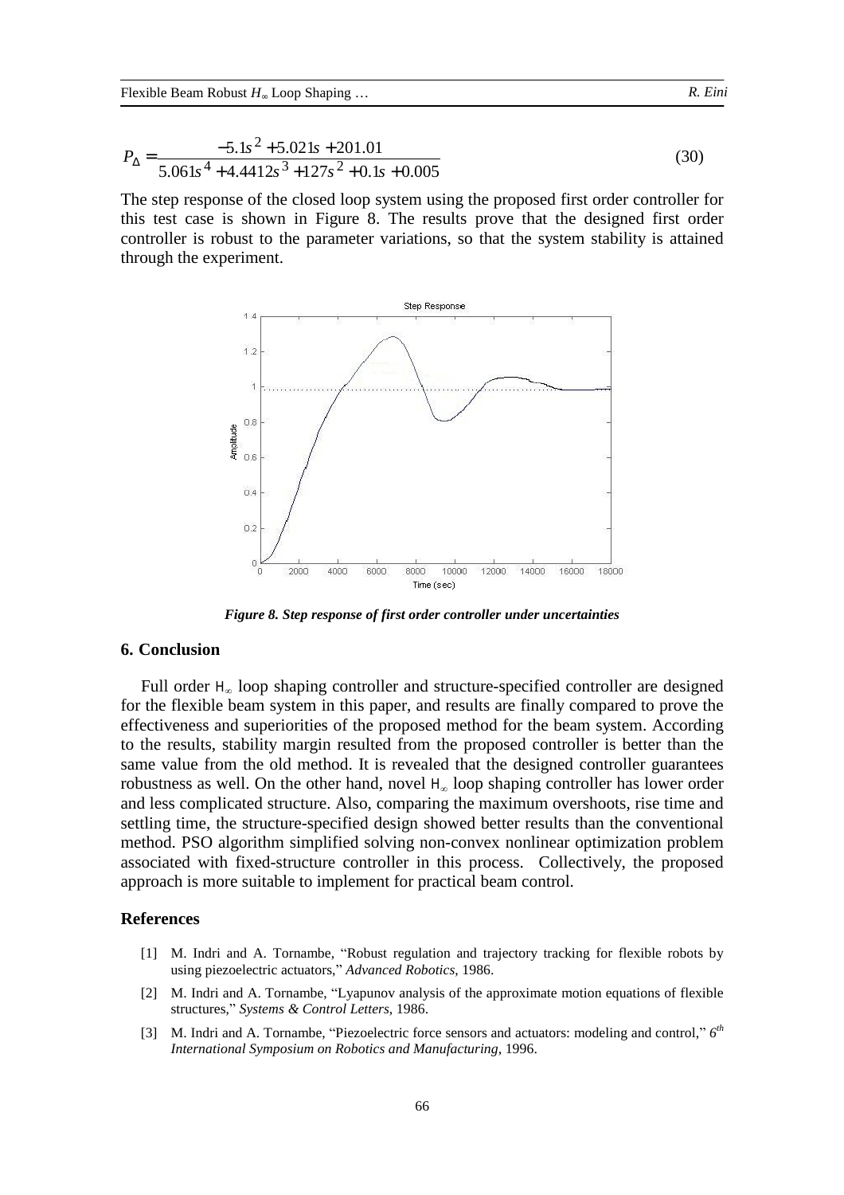$$P_{\Delta} = \frac{-5.1s^2 + 5.021s + 201.01}{5.061s^4 + 4.4412s^3 + 127s^2 + 0.1s + 0.005} \tag{30}$$

The step response of the closed loop system using the proposed first order controller for this test case is shown in Figure 8. The results prove that the designed first order controller is robust to the parameter variations, so that the system stability is attained through the experiment.

***Figure 8. Step response of first order controller under uncertainties***

## 6. Conclusion

Full order $H_{\infty}$ loop shaping controller and structure-specified controller are designed for the flexible beam system in this paper, and results are finally compared to prove the effectiveness and superiorities of the proposed method for the beam system. According to the results, stability margin resulted from the proposed controller is better than the same value from the old method. It is revealed that the designed controller guarantees robustness as well. On the other hand, novel $H_{\infty}$ loop shaping controller has lower order and less complicated structure. Also, comparing the maximum overshoots, rise time and settling time, the structure-specified design showed better results than the conventional method. PSO algorithm simplified solving non-convex nonlinear optimization problem associated with fixed-structure controller in this process. Collectively, the proposed approach is more suitable to implement for practical beam control.

## References

[1] M. Indri and A. Tornambe, "Robust regulation and trajectory tracking for flexible robots by using piezoelectric actuators," *Advanced Robotics*, 1986.

[2] M. Indri and A. Tornambe, "Lyapunov analysis of the approximate motion equations of flexible structures," *Systems & Control Letters*, 1986.

[3] M. Indri and A. Tornambe, "Piezoelectric force sensors and actuators: modeling and control," *6th International Symposium on Robotics and Manufacturing*, 1996.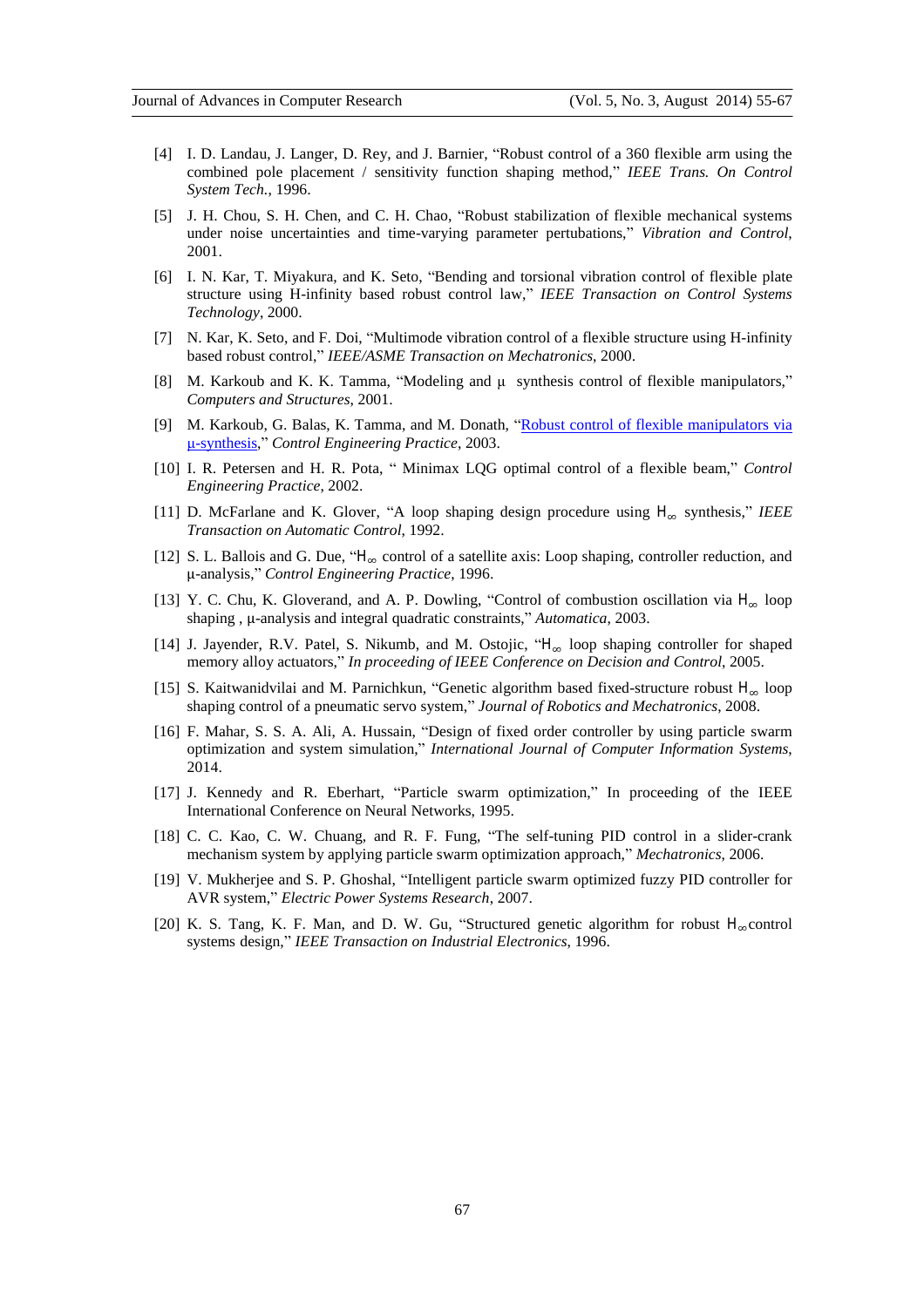[4] I. D. Landau, J. Langer, D. Rey, and J. Barnier, "Robust control of a 360 flexible arm using the combined pole placement / sensitivity function shaping method," *IEEE Trans. On Control System Tech.*, 1996.

[5] J. H. Chou, S. H. Chen, and C. H. Chao, "Robust stabilization of flexible mechanical systems under noise uncertainties and time-varying parameter pertubations," *Vibration and Control*, 2001.

[6] I. N. Kar, T. Miyakura, and K. Seto, "Bending and torsional vibration control of flexible plate structure using H-infinity based robust control law," *IEEE Transaction on Control Systems Technology*, 2000.

[7] N. Kar, K. Seto, and F. Doi, "Multimode vibration control of a flexible structure using H-infinity based robust control," *IEEE/ASME Transaction on Mechatronics*, 2000.

[8] M. Karkoub and K. K. Tamma, "Modeling and μ synthesis control of flexible manipulators," *Computers and Structures*, 2001.

[9] M. Karkoub, G. Balas, K. Tamma, and M. Donath, "Robust control of flexible manipulators via μ-synthesis," *Control Engineering Practice*, 2003.

[10] I. R. Petersen and H. R. Pota, " Minimax LQG optimal control of a flexible beam," *Control Engineering Practice*, 2002.

[11] D. McFarlane and K. Glover, "A loop shaping design procedure using $H_\infty$ synthesis," *IEEE Transaction on Automatic Control*, 1992.

[12] S. L. Ballois and G. Due, "$H_\infty$ control of a satellite axis: Loop shaping, controller reduction, and μ-analysis," *Control Engineering Practice*, 1996.

[13] Y. C. Chu, K. Gloverand, and A. P. Dowling, "Control of combustion oscillation via $H_\infty$ loop shaping , μ-analysis and integral quadratic constraints," *Automatica*, 2003.

[14] J. Jayender, R.V. Patel, S. Nikumb, and M. Ostojic, "$H_\infty$ loop shaping controller for shaped memory alloy actuators," *In proceeding of IEEE Conference on Decision and Control*, 2005.

[15] S. Kaitwanidvilai and M. Parnichkun, "Genetic algorithm based fixed-structure robust $H_\infty$ loop shaping control of a pneumatic servo system," *Journal of Robotics and Mechatronics*, 2008.

[16] F. Mahar, S. S. A. Ali, A. Hussain, "Design of fixed order controller by using particle swarm optimization and system simulation," *International Journal of Computer Information Systems*, 2014.

[17] J. Kennedy and R. Eberhart, "Particle swarm optimization," In proceeding of the IEEE International Conference on Neural Networks, 1995.

[18] C. C. Kao, C. W. Chuang, and R. F. Fung, "The self-tuning PID control in a slider-crank mechanism system by applying particle swarm optimization approach," *Mechatronics*, 2006.

[19] V. Mukherjee and S. P. Ghoshal, "Intelligent particle swarm optimized fuzzy PID controller for AVR system," *Electric Power Systems Research*, 2007.

[20] K. S. Tang, K. F. Man, and D. W. Gu, "Structured genetic algorithm for robust $H_\infty$control systems design," *IEEE Transaction on Industrial Electronics*, 1996.